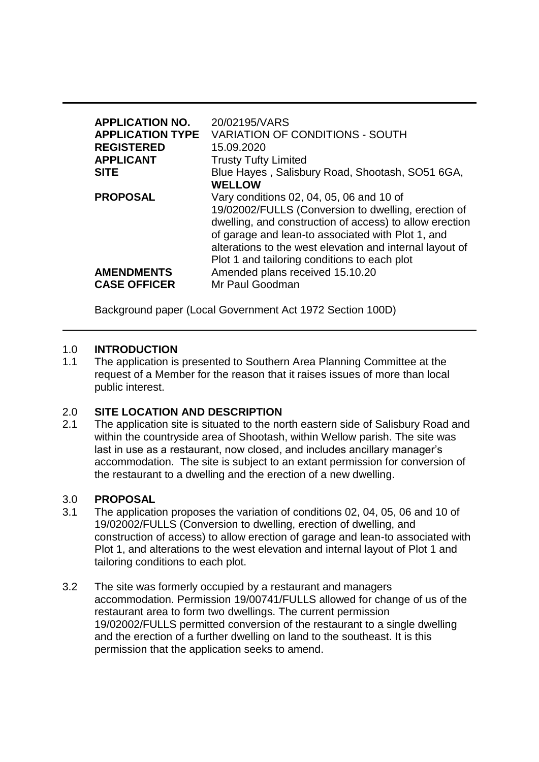| | |
|---|---|
| **APPLICATION NO.** | 20/02195/VARS |
| **APPLICATION TYPE** | VARIATION OF CONDITIONS - SOUTH |
| **REGISTERED** | 15.09.2020 |
| **APPLICANT** | Trusty Tufty Limited |
| **SITE** | Blue Hayes , Salisbury Road, Shootash, SO51 6GA, **WELLOW** |
| **PROPOSAL** | Vary conditions 02, 04, 05, 06 and 10 of 19/02002/FULLS (Conversion to dwelling, erection of dwelling, and construction of access) to allow erection of garage and lean-to associated with Plot 1, and alterations to the west elevation and internal layout of Plot 1 and tailoring conditions to each plot |
| **AMENDMENTS** | Amended plans received 15.10.20 |
| **CASE OFFICER** | Mr Paul Goodman |

Background paper (Local Government Act 1972 Section 100D)

## 1.0 INTRODUCTION

1.1 The application is presented to Southern Area Planning Committee at the request of a Member for the reason that it raises issues of more than local public interest.

## 2.0 SITE LOCATION AND DESCRIPTION

2.1 The application site is situated to the north eastern side of Salisbury Road and within the countryside area of Shootash, within Wellow parish. The site was last in use as a restaurant, now closed, and includes ancillary manager's accommodation. The site is subject to an extant permission for conversion of the restaurant to a dwelling and the erection of a new dwelling.

## 3.0 PROPOSAL

3.1 The application proposes the variation of conditions 02, 04, 05, 06 and 10 of 19/02002/FULLS (Conversion to dwelling, erection of dwelling, and construction of access) to allow erection of garage and lean-to associated with Plot 1, and alterations to the west elevation and internal layout of Plot 1 and tailoring conditions to each plot.

3.2 The site was formerly occupied by a restaurant and managers accommodation. Permission 19/00741/FULLS allowed for change of us of the restaurant area to form two dwellings. The current permission 19/02002/FULLS permitted conversion of the restaurant to a single dwelling and the erection of a further dwelling on land to the southeast. It is this permission that the application seeks to amend.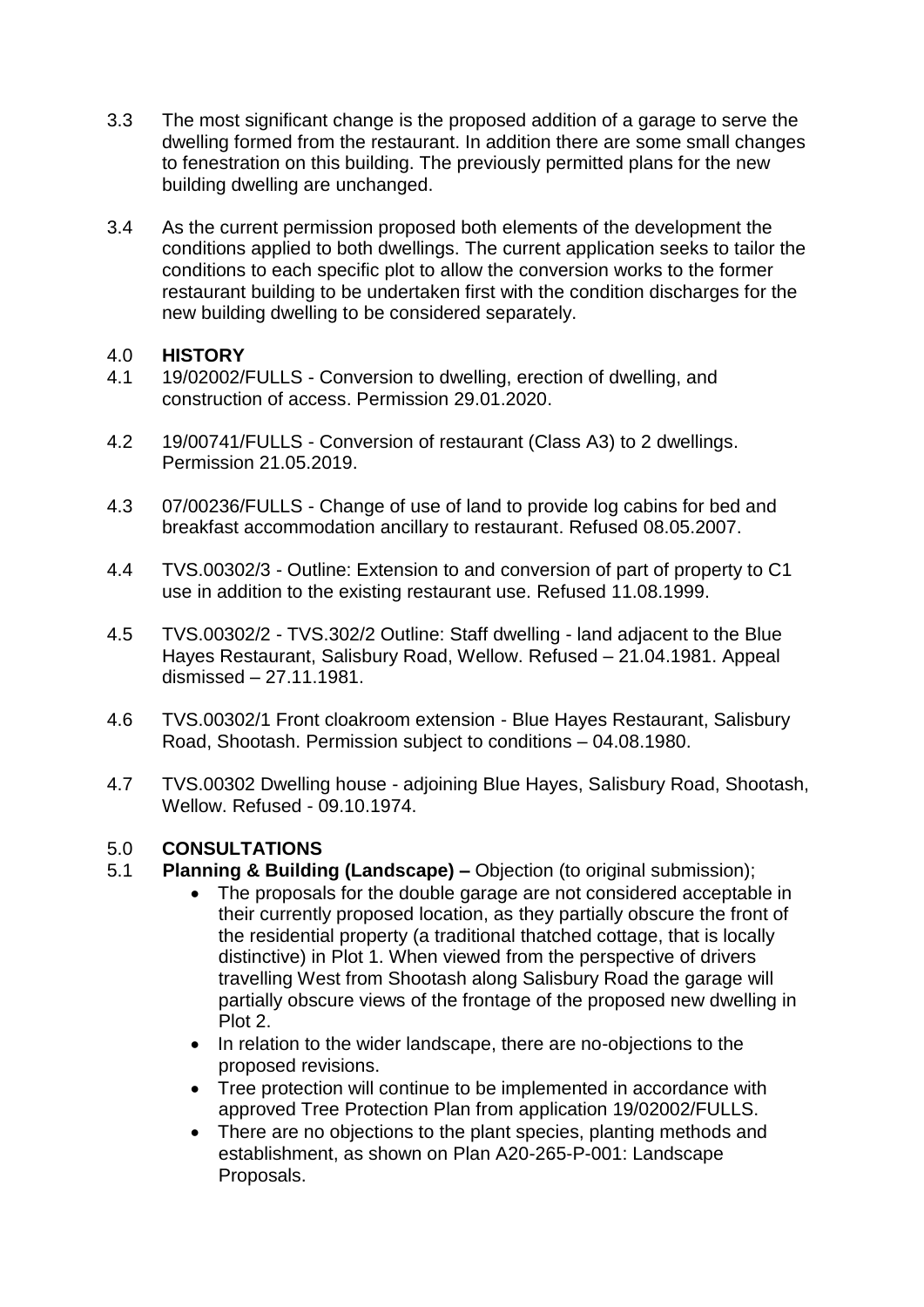3.3 The most significant change is the proposed addition of a garage to serve the dwelling formed from the restaurant. In addition there are some small changes to fenestration on this building. The previously permitted plans for the new building dwelling are unchanged.

3.4 As the current permission proposed both elements of the development the conditions applied to both dwellings. The current application seeks to tailor the conditions to each specific plot to allow the conversion works to the former restaurant building to be undertaken first with the condition discharges for the new building dwelling to be considered separately.

## 4.0 HISTORY

4.1 19/02002/FULLS - Conversion to dwelling, erection of dwelling, and construction of access. Permission 29.01.2020.

4.2 19/00741/FULLS - Conversion of restaurant (Class A3) to 2 dwellings. Permission 21.05.2019.

4.3 07/00236/FULLS - Change of use of land to provide log cabins for bed and breakfast accommodation ancillary to restaurant. Refused 08.05.2007.

4.4 TVS.00302/3 - Outline: Extension to and conversion of part of property to C1 use in addition to the existing restaurant use. Refused 11.08.1999.

4.5 TVS.00302/2 - TVS.302/2 Outline: Staff dwelling - land adjacent to the Blue Hayes Restaurant, Salisbury Road, Wellow. Refused – 21.04.1981. Appeal dismissed – 27.11.1981.

4.6 TVS.00302/1 Front cloakroom extension - Blue Hayes Restaurant, Salisbury Road, Shootash. Permission subject to conditions – 04.08.1980.

4.7 TVS.00302 Dwelling house - adjoining Blue Hayes, Salisbury Road, Shootash, Wellow. Refused - 09.10.1974.

## 5.0 CONSULTATIONS

5.1 **Planning & Building (Landscape) –** Objection (to original submission);

- The proposals for the double garage are not considered acceptable in their currently proposed location, as they partially obscure the front of the residential property (a traditional thatched cottage, that is locally distinctive) in Plot 1. When viewed from the perspective of drivers travelling West from Shootash along Salisbury Road the garage will partially obscure views of the frontage of the proposed new dwelling in Plot 2.
- In relation to the wider landscape, there are no-objections to the proposed revisions.
- Tree protection will continue to be implemented in accordance with approved Tree Protection Plan from application 19/02002/FULLS.
- There are no objections to the plant species, planting methods and establishment, as shown on Plan A20-265-P-001: Landscape Proposals.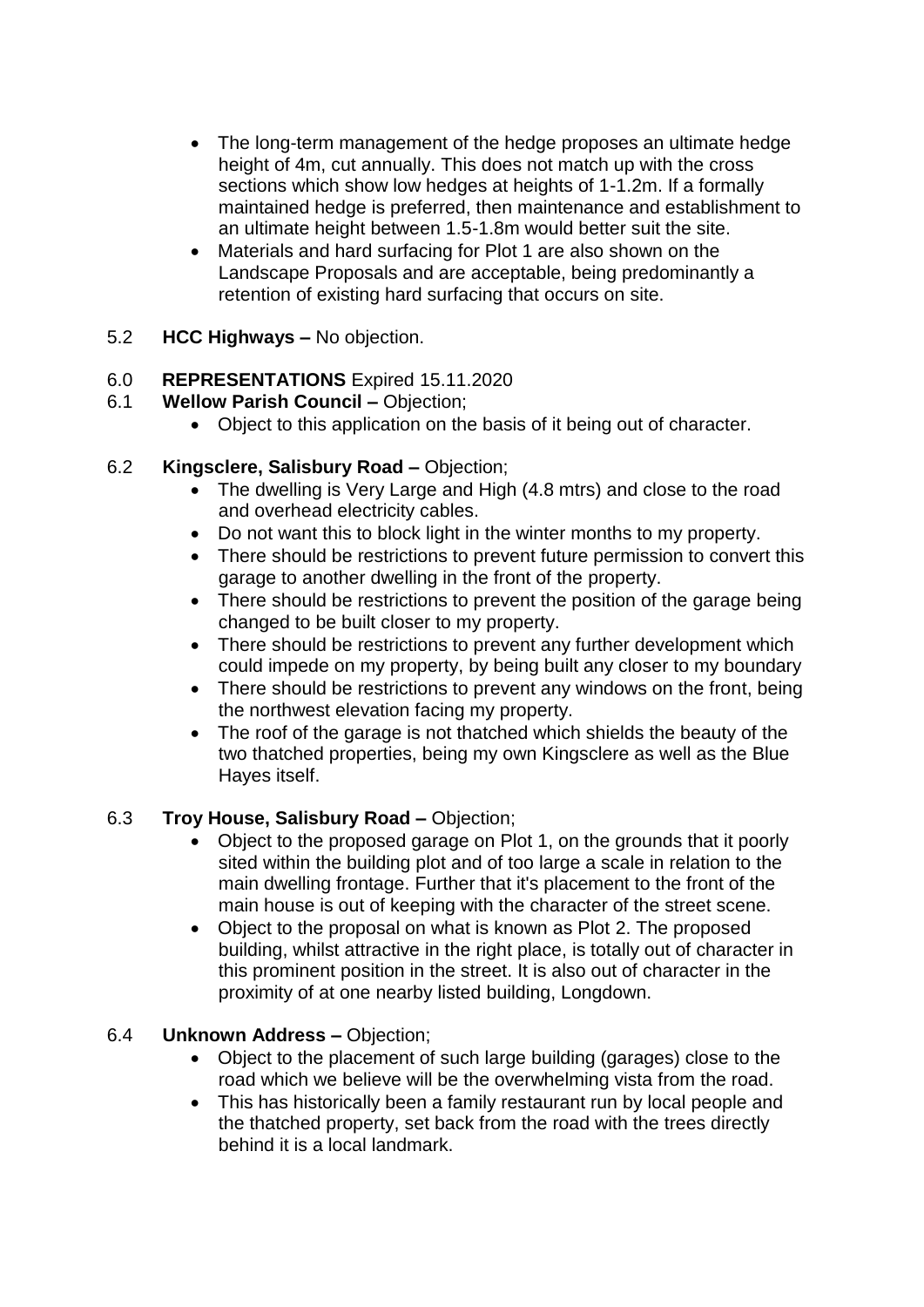- The long-term management of the hedge proposes an ultimate hedge height of 4m, cut annually. This does not match up with the cross sections which show low hedges at heights of 1-1.2m. If a formally maintained hedge is preferred, then maintenance and establishment to an ultimate height between 1.5-1.8m would better suit the site.
- Materials and hard surfacing for Plot 1 are also shown on the Landscape Proposals and are acceptable, being predominantly a retention of existing hard surfacing that occurs on site.

5.2 **HCC Highways –** No objection.

6.0 **REPRESENTATIONS** Expired 15.11.2020

6.1 **Wellow Parish Council –** Objection;

- Object to this application on the basis of it being out of character.

6.2 **Kingsclere, Salisbury Road –** Objection;

- The dwelling is Very Large and High (4.8 mtrs) and close to the road and overhead electricity cables.
- Do not want this to block light in the winter months to my property.
- There should be restrictions to prevent future permission to convert this garage to another dwelling in the front of the property.
- There should be restrictions to prevent the position of the garage being changed to be built closer to my property.
- There should be restrictions to prevent any further development which could impede on my property, by being built any closer to my boundary
- There should be restrictions to prevent any windows on the front, being the northwest elevation facing my property.
- The roof of the garage is not thatched which shields the beauty of the two thatched properties, being my own Kingsclere as well as the Blue Hayes itself.

6.3 **Troy House, Salisbury Road –** Objection;

- Object to the proposed garage on Plot 1, on the grounds that it poorly sited within the building plot and of too large a scale in relation to the main dwelling frontage. Further that it's placement to the front of the main house is out of keeping with the character of the street scene.
- Object to the proposal on what is known as Plot 2. The proposed building, whilst attractive in the right place, is totally out of character in this prominent position in the street. It is also out of character in the proximity of at one nearby listed building, Longdown.

6.4 **Unknown Address –** Objection;

- Object to the placement of such large building (garages) close to the road which we believe will be the overwhelming vista from the road.
- This has historically been a family restaurant run by local people and the thatched property, set back from the road with the trees directly behind it is a local landmark.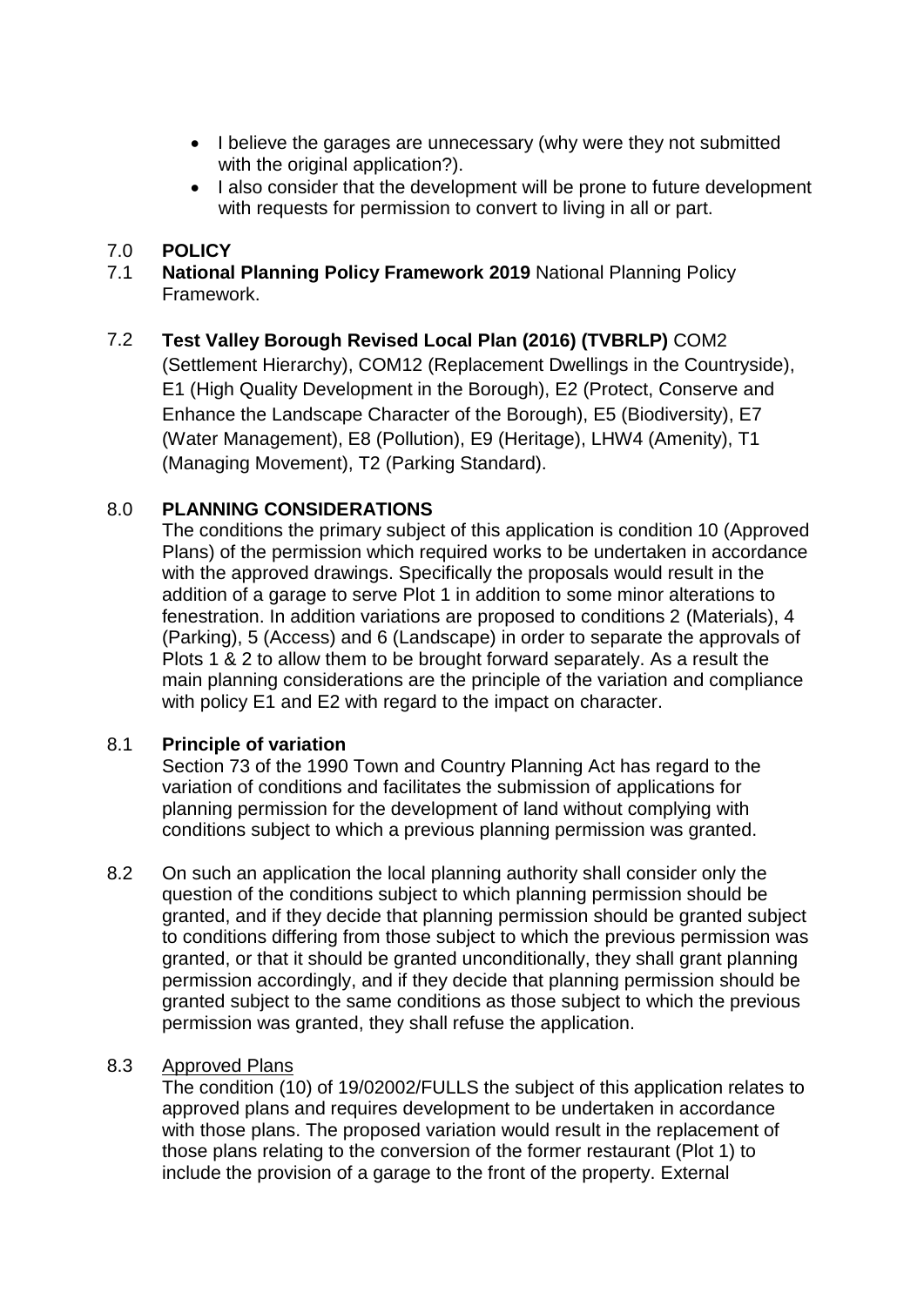- I believe the garages are unnecessary (why were they not submitted with the original application?).
- I also consider that the development will be prone to future development with requests for permission to convert to living in all or part.

## 7.0 POLICY

7.1 **National Planning Policy Framework 2019** National Planning Policy Framework.

7.2 **Test Valley Borough Revised Local Plan (2016) (TVBRLP)** COM2 (Settlement Hierarchy), COM12 (Replacement Dwellings in the Countryside), E1 (High Quality Development in the Borough), E2 (Protect, Conserve and Enhance the Landscape Character of the Borough), E5 (Biodiversity), E7 (Water Management), E8 (Pollution), E9 (Heritage), LHW4 (Amenity), T1 (Managing Movement), T2 (Parking Standard).

## 8.0 PLANNING CONSIDERATIONS

The conditions the primary subject of this application is condition 10 (Approved Plans) of the permission which required works to be undertaken in accordance with the approved drawings. Specifically the proposals would result in the addition of a garage to serve Plot 1 in addition to some minor alterations to fenestration. In addition variations are proposed to conditions 2 (Materials), 4 (Parking), 5 (Access) and 6 (Landscape) in order to separate the approvals of Plots 1 & 2 to allow them to be brought forward separately. As a result the main planning considerations are the principle of the variation and compliance with policy E1 and E2 with regard to the impact on character.

### 8.1 Principle of variation

Section 73 of the 1990 Town and Country Planning Act has regard to the variation of conditions and facilitates the submission of applications for planning permission for the development of land without complying with conditions subject to which a previous planning permission was granted.

8.2 On such an application the local planning authority shall consider only the question of the conditions subject to which planning permission should be granted, and if they decide that planning permission should be granted subject to conditions differing from those subject to which the previous permission was granted, or that it should be granted unconditionally, they shall grant planning permission accordingly, and if they decide that planning permission should be granted subject to the same conditions as those subject to which the previous permission was granted, they shall refuse the application.

8.3 Approved Plans

The condition (10) of 19/02002/FULLS the subject of this application relates to approved plans and requires development to be undertaken in accordance with those plans. The proposed variation would result in the replacement of those plans relating to the conversion of the former restaurant (Plot 1) to include the provision of a garage to the front of the property. External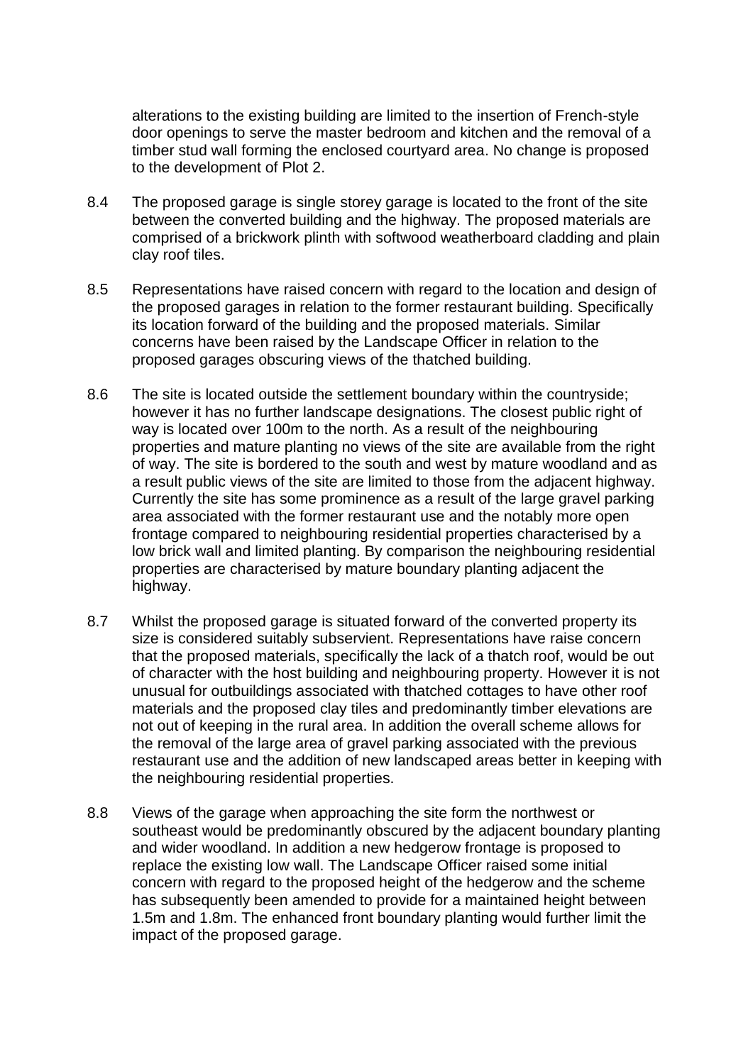alterations to the existing building are limited to the insertion of French-style door openings to serve the master bedroom and kitchen and the removal of a timber stud wall forming the enclosed courtyard area. No change is proposed to the development of Plot 2.

8.4 The proposed garage is single storey garage is located to the front of the site between the converted building and the highway. The proposed materials are comprised of a brickwork plinth with softwood weatherboard cladding and plain clay roof tiles.

8.5 Representations have raised concern with regard to the location and design of the proposed garages in relation to the former restaurant building. Specifically its location forward of the building and the proposed materials. Similar concerns have been raised by the Landscape Officer in relation to the proposed garages obscuring views of the thatched building.

8.6 The site is located outside the settlement boundary within the countryside; however it has no further landscape designations. The closest public right of way is located over 100m to the north. As a result of the neighbouring properties and mature planting no views of the site are available from the right of way. The site is bordered to the south and west by mature woodland and as a result public views of the site are limited to those from the adjacent highway. Currently the site has some prominence as a result of the large gravel parking area associated with the former restaurant use and the notably more open frontage compared to neighbouring residential properties characterised by a low brick wall and limited planting. By comparison the neighbouring residential properties are characterised by mature boundary planting adjacent the highway.

8.7 Whilst the proposed garage is situated forward of the converted property its size is considered suitably subservient. Representations have raise concern that the proposed materials, specifically the lack of a thatch roof, would be out of character with the host building and neighbouring property. However it is not unusual for outbuildings associated with thatched cottages to have other roof materials and the proposed clay tiles and predominantly timber elevations are not out of keeping in the rural area. In addition the overall scheme allows for the removal of the large area of gravel parking associated with the previous restaurant use and the addition of new landscaped areas better in keeping with the neighbouring residential properties.

8.8 Views of the garage when approaching the site form the northwest or southeast would be predominantly obscured by the adjacent boundary planting and wider woodland. In addition a new hedgerow frontage is proposed to replace the existing low wall. The Landscape Officer raised some initial concern with regard to the proposed height of the hedgerow and the scheme has subsequently been amended to provide for a maintained height between 1.5m and 1.8m. The enhanced front boundary planting would further limit the impact of the proposed garage.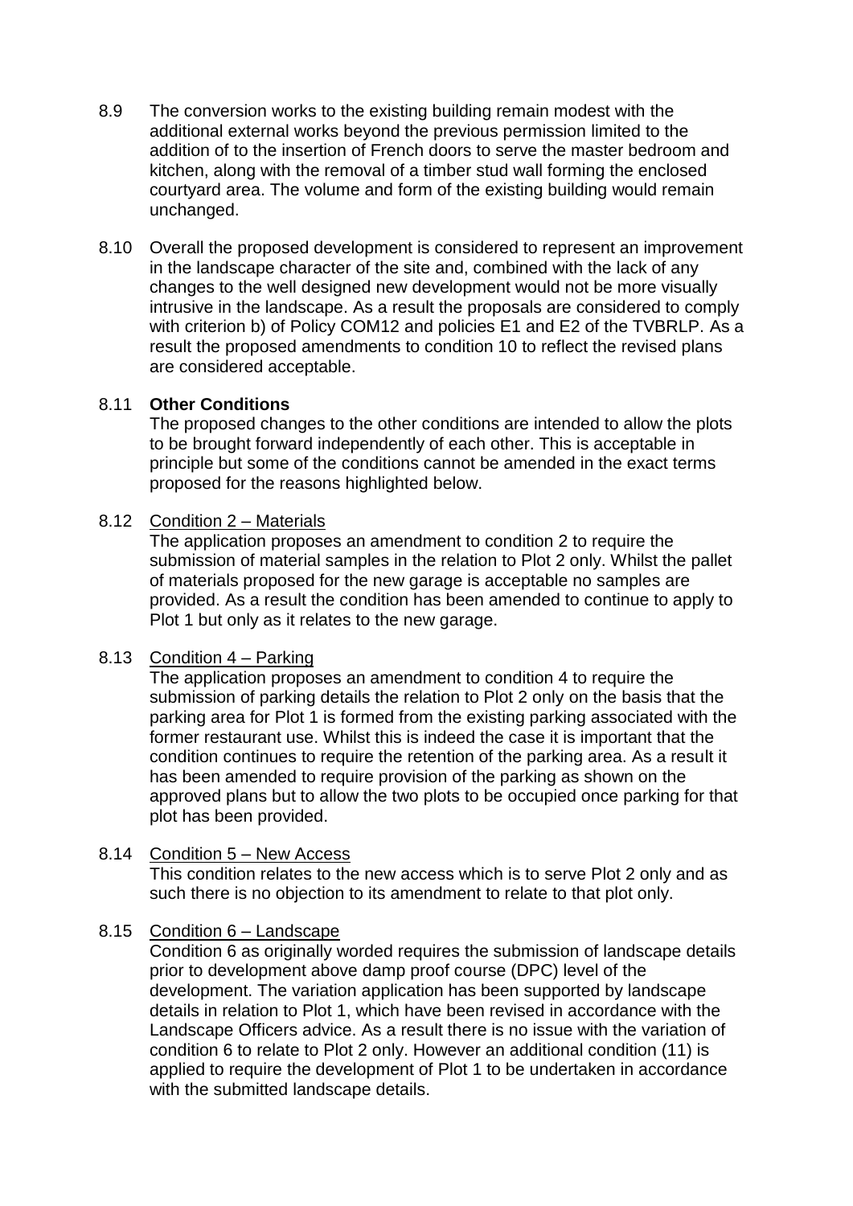8.9 The conversion works to the existing building remain modest with the additional external works beyond the previous permission limited to the addition of to the insertion of French doors to serve the master bedroom and kitchen, along with the removal of a timber stud wall forming the enclosed courtyard area. The volume and form of the existing building would remain unchanged.

8.10 Overall the proposed development is considered to represent an improvement in the landscape character of the site and, combined with the lack of any changes to the well designed new development would not be more visually intrusive in the landscape. As a result the proposals are considered to comply with criterion b) of Policy COM12 and policies E1 and E2 of the TVBRLP. As a result the proposed amendments to condition 10 to reflect the revised plans are considered acceptable.

8.11 **Other Conditions**

The proposed changes to the other conditions are intended to allow the plots to be brought forward independently of each other. This is acceptable in principle but some of the conditions cannot be amended in the exact terms proposed for the reasons highlighted below.

8.12 Condition 2 – Materials

The application proposes an amendment to condition 2 to require the submission of material samples in the relation to Plot 2 only. Whilst the pallet of materials proposed for the new garage is acceptable no samples are provided. As a result the condition has been amended to continue to apply to Plot 1 but only as it relates to the new garage.

8.13 Condition 4 – Parking

The application proposes an amendment to condition 4 to require the submission of parking details the relation to Plot 2 only on the basis that the parking area for Plot 1 is formed from the existing parking associated with the former restaurant use. Whilst this is indeed the case it is important that the condition continues to require the retention of the parking area. As a result it has been amended to require provision of the parking as shown on the approved plans but to allow the two plots to be occupied once parking for that plot has been provided.

8.14 Condition 5 – New Access

This condition relates to the new access which is to serve Plot 2 only and as such there is no objection to its amendment to relate to that plot only.

8.15 Condition 6 – Landscape

Condition 6 as originally worded requires the submission of landscape details prior to development above damp proof course (DPC) level of the development. The variation application has been supported by landscape details in relation to Plot 1, which have been revised in accordance with the Landscape Officers advice. As a result there is no issue with the variation of condition 6 to relate to Plot 2 only. However an additional condition (11) is applied to require the development of Plot 1 to be undertaken in accordance with the submitted landscape details.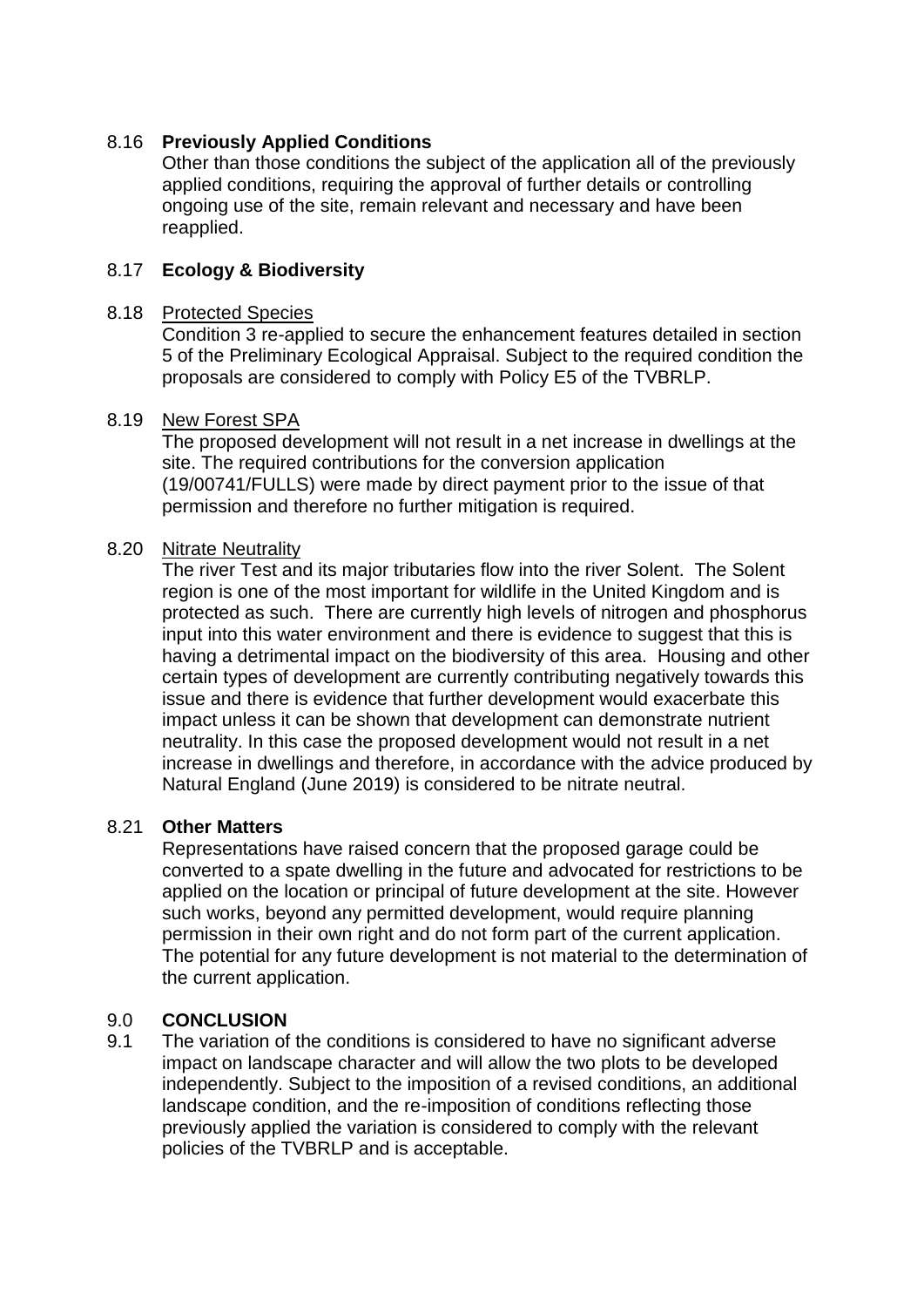### 8.16 **Previously Applied Conditions**

Other than those conditions the subject of the application all of the previously applied conditions, requiring the approval of further details or controlling ongoing use of the site, remain relevant and necessary and have been reapplied.

### 8.17 **Ecology & Biodiversity**

8.18 Protected Species

Condition 3 re-applied to secure the enhancement features detailed in section 5 of the Preliminary Ecological Appraisal. Subject to the required condition the proposals are considered to comply with Policy E5 of the TVBRLP.

8.19 New Forest SPA

The proposed development will not result in a net increase in dwellings at the site. The required contributions for the conversion application (19/00741/FULLS) were made by direct payment prior to the issue of that permission and therefore no further mitigation is required.

8.20 Nitrate Neutrality

The river Test and its major tributaries flow into the river Solent. The Solent region is one of the most important for wildlife in the United Kingdom and is protected as such. There are currently high levels of nitrogen and phosphorus input into this water environment and there is evidence to suggest that this is having a detrimental impact on the biodiversity of this area. Housing and other certain types of development are currently contributing negatively towards this issue and there is evidence that further development would exacerbate this impact unless it can be shown that development can demonstrate nutrient neutrality. In this case the proposed development would not result in a net increase in dwellings and therefore, in accordance with the advice produced by Natural England (June 2019) is considered to be nitrate neutral.

### 8.21 **Other Matters**

Representations have raised concern that the proposed garage could be converted to a spate dwelling in the future and advocated for restrictions to be applied on the location or principal of future development at the site. However such works, beyond any permitted development, would require planning permission in their own right and do not form part of the current application. The potential for any future development is not material to the determination of the current application.

## 9.0 **CONCLUSION**

9.1 The variation of the conditions is considered to have no significant adverse impact on landscape character and will allow the two plots to be developed independently. Subject to the imposition of a revised conditions, an additional landscape condition, and the re-imposition of conditions reflecting those previously applied the variation is considered to comply with the relevant policies of the TVBRLP and is acceptable.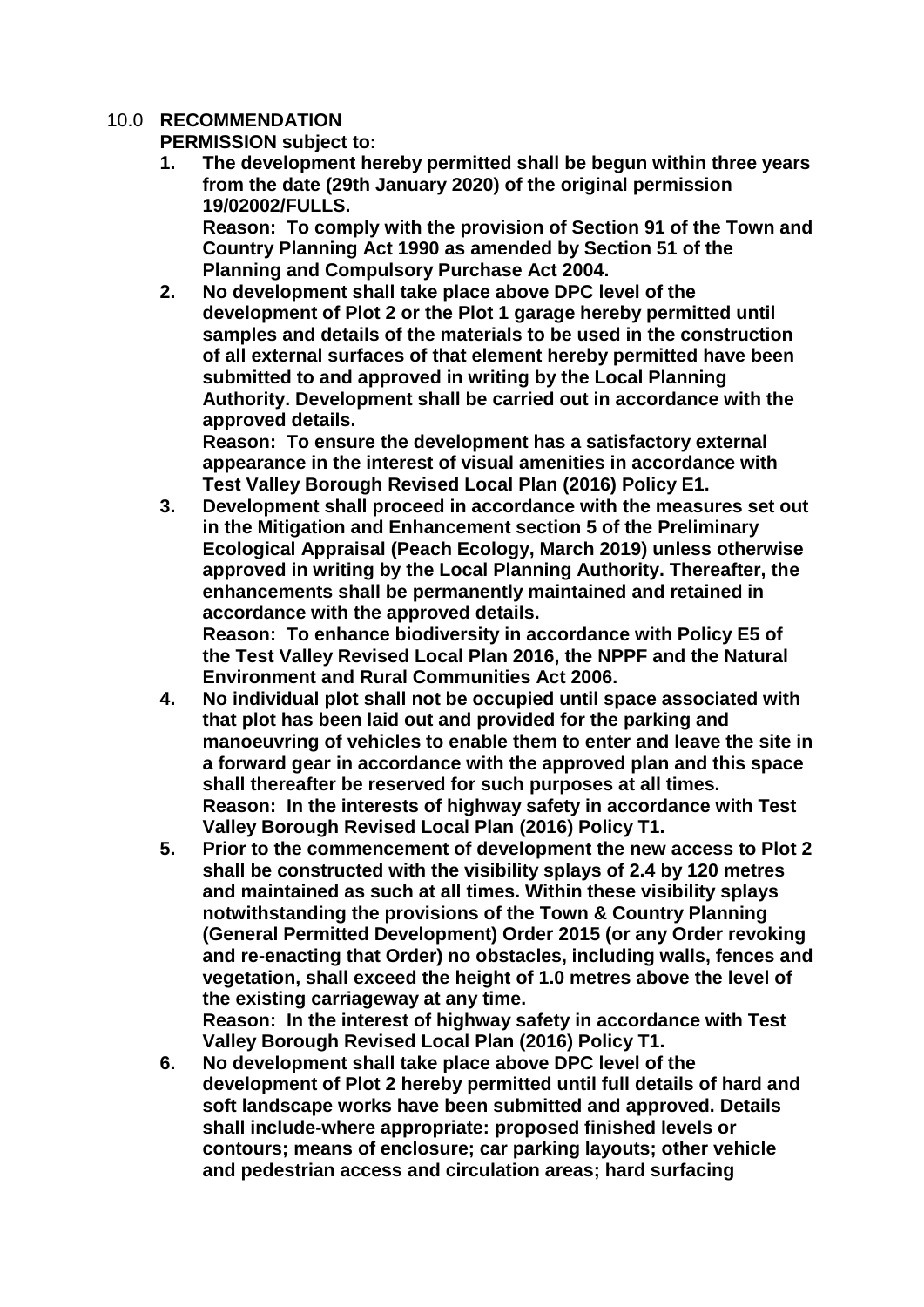## 10.0 RECOMMENDATION

**PERMISSION subject to:**

1. **The development hereby permitted shall be begun within three years from the date (29th January 2020) of the original permission 19/02002/FULLS.**
   **Reason: To comply with the provision of Section 91 of the Town and Country Planning Act 1990 as amended by Section 51 of the Planning and Compulsory Purchase Act 2004.**
2. **No development shall take place above DPC level of the development of Plot 2 or the Plot 1 garage hereby permitted until samples and details of the materials to be used in the construction of all external surfaces of that element hereby permitted have been submitted to and approved in writing by the Local Planning Authority. Development shall be carried out in accordance with the approved details.**
   **Reason: To ensure the development has a satisfactory external appearance in the interest of visual amenities in accordance with Test Valley Borough Revised Local Plan (2016) Policy E1.**
3. **Development shall proceed in accordance with the measures set out in the Mitigation and Enhancement section 5 of the Preliminary Ecological Appraisal (Peach Ecology, March 2019) unless otherwise approved in writing by the Local Planning Authority. Thereafter, the enhancements shall be permanently maintained and retained in accordance with the approved details.**
   **Reason: To enhance biodiversity in accordance with Policy E5 of the Test Valley Revised Local Plan 2016, the NPPF and the Natural Environment and Rural Communities Act 2006.**
4. **No individual plot shall not be occupied until space associated with that plot has been laid out and provided for the parking and manoeuvring of vehicles to enable them to enter and leave the site in a forward gear in accordance with the approved plan and this space shall thereafter be reserved for such purposes at all times.**
   **Reason: In the interests of highway safety in accordance with Test Valley Borough Revised Local Plan (2016) Policy T1.**
5. **Prior to the commencement of development the new access to Plot 2 shall be constructed with the visibility splays of 2.4 by 120 metres and maintained as such at all times. Within these visibility splays notwithstanding the provisions of the Town & Country Planning (General Permitted Development) Order 2015 (or any Order revoking and re-enacting that Order) no obstacles, including walls, fences and vegetation, shall exceed the height of 1.0 metres above the level of the existing carriageway at any time.**
   **Reason: In the interest of highway safety in accordance with Test Valley Borough Revised Local Plan (2016) Policy T1.**
6. **No development shall take place above DPC level of the development of Plot 2 hereby permitted until full details of hard and soft landscape works have been submitted and approved. Details shall include-where appropriate: proposed finished levels or contours; means of enclosure; car parking layouts; other vehicle and pedestrian access and circulation areas; hard surfacing**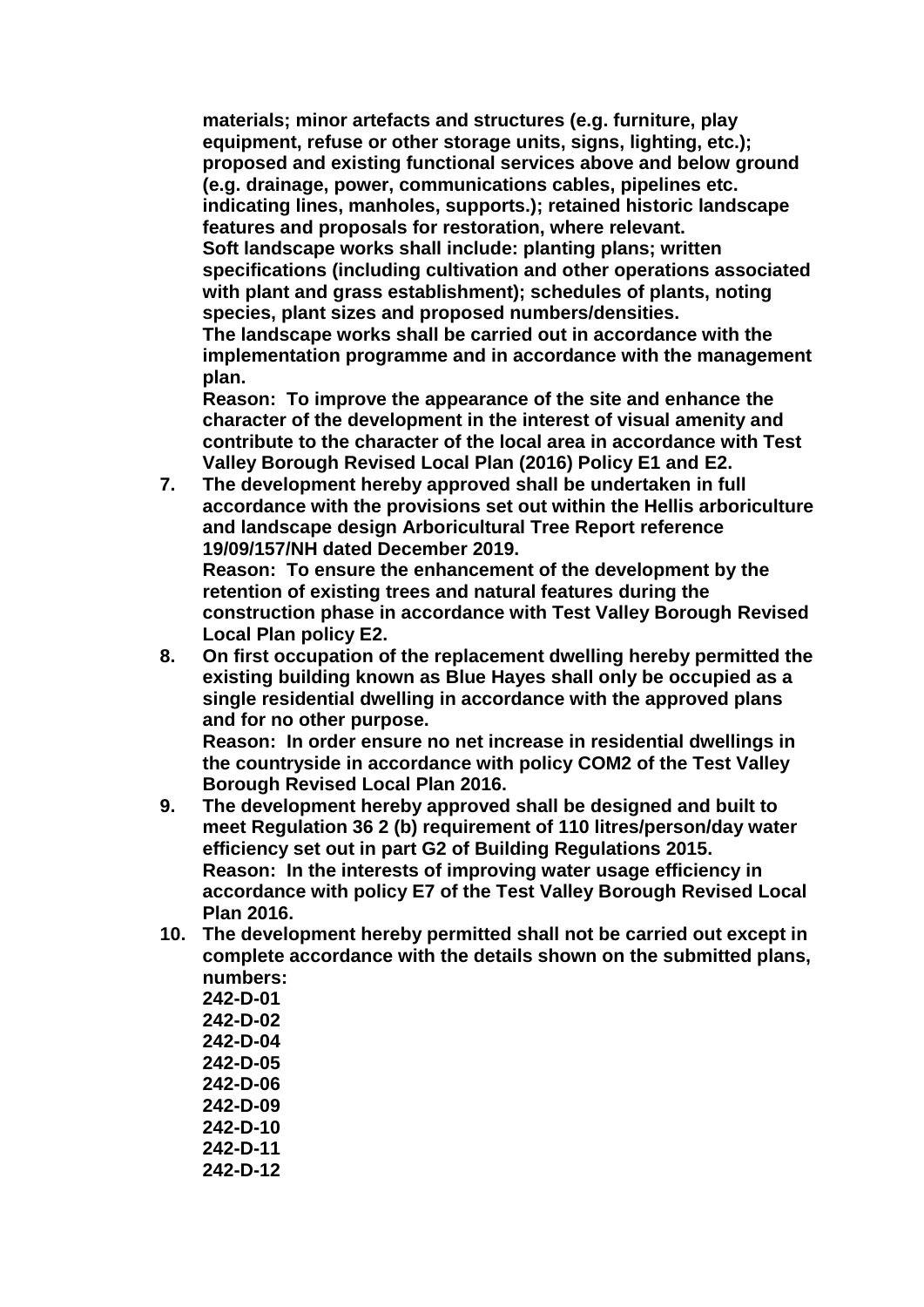**materials; minor artefacts and structures (e.g. furniture, play equipment, refuse or other storage units, signs, lighting, etc.); proposed and existing functional services above and below ground (e.g. drainage, power, communications cables, pipelines etc. indicating lines, manholes, supports.); retained historic landscape features and proposals for restoration, where relevant.**
**Soft landscape works shall include: planting plans; written specifications (including cultivation and other operations associated with plant and grass establishment); schedules of plants, noting species, plant sizes and proposed numbers/densities.**
**The landscape works shall be carried out in accordance with the implementation programme and in accordance with the management plan.**
**Reason: To improve the appearance of the site and enhance the character of the development in the interest of visual amenity and contribute to the character of the local area in accordance with Test Valley Borough Revised Local Plan (2016) Policy E1 and E2.**

7. **The development hereby approved shall be undertaken in full accordance with the provisions set out within the Hellis arboriculture and landscape design Arboricultural Tree Report reference 19/09/157/NH dated December 2019.**
   **Reason: To ensure the enhancement of the development by the retention of existing trees and natural features during the construction phase in accordance with Test Valley Borough Revised Local Plan policy E2.**
8. **On first occupation of the replacement dwelling hereby permitted the existing building known as Blue Hayes shall only be occupied as a single residential dwelling in accordance with the approved plans and for no other purpose.**
   **Reason: In order ensure no net increase in residential dwellings in the countryside in accordance with policy COM2 of the Test Valley Borough Revised Local Plan 2016.**
9. **The development hereby approved shall be designed and built to meet Regulation 36 2 (b) requirement of 110 litres/person/day water efficiency set out in part G2 of Building Regulations 2015.**
   **Reason: In the interests of improving water usage efficiency in accordance with policy E7 of the Test Valley Borough Revised Local Plan 2016.**
10. **The development hereby permitted shall not be carried out except in complete accordance with the details shown on the submitted plans, numbers:**
    **242-D-01**
    **242-D-02**
    **242-D-04**
    **242-D-05**
    **242-D-06**
    **242-D-09**
    **242-D-10**
    **242-D-11**
    **242-D-12**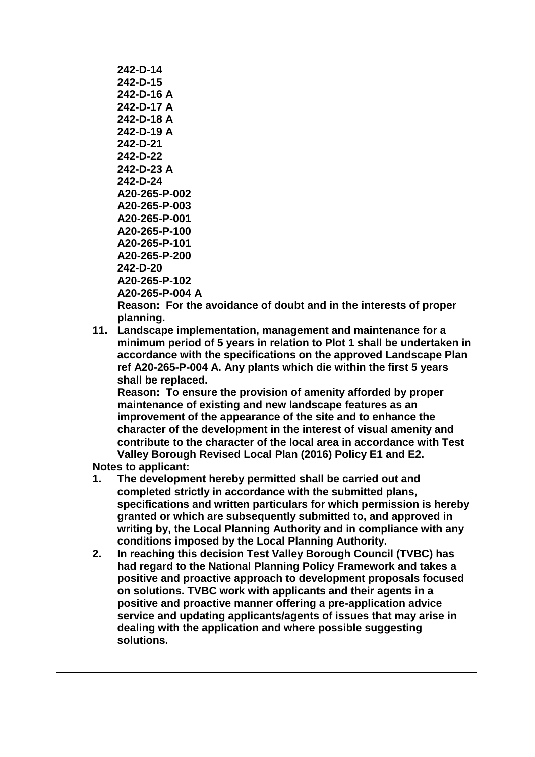**242-D-14**
**242-D-15**
**242-D-16 A**
**242-D-17 A**
**242-D-18 A**
**242-D-19 A**
**242-D-21**
**242-D-22**
**242-D-23 A**
**242-D-24**
**A20-265-P-002**
**A20-265-P-003**
**A20-265-P-001**
**A20-265-P-100**
**A20-265-P-101**
**A20-265-P-200**
**242-D-20**
**A20-265-P-102**
**A20-265-P-004 A**

**Reason: For the avoidance of doubt and in the interests of proper planning.**

11. **Landscape implementation, management and maintenance for a minimum period of 5 years in relation to Plot 1 shall be undertaken in accordance with the specifications on the approved Landscape Plan ref A20-265-P-004 A. Any plants which die within the first 5 years shall be replaced.**
    **Reason: To ensure the provision of amenity afforded by proper maintenance of existing and new landscape features as an improvement of the appearance of the site and to enhance the character of the development in the interest of visual amenity and contribute to the character of the local area in accordance with Test Valley Borough Revised Local Plan (2016) Policy E1 and E2.**

**Notes to applicant:**

1. **The development hereby permitted shall be carried out and completed strictly in accordance with the submitted plans, specifications and written particulars for which permission is hereby granted or which are subsequently submitted to, and approved in writing by, the Local Planning Authority and in compliance with any conditions imposed by the Local Planning Authority.**
2. **In reaching this decision Test Valley Borough Council (TVBC) has had regard to the National Planning Policy Framework and takes a positive and proactive approach to development proposals focused on solutions. TVBC work with applicants and their agents in a positive and proactive manner offering a pre-application advice service and updating applicants/agents of issues that may arise in dealing with the application and where possible suggesting solutions.**